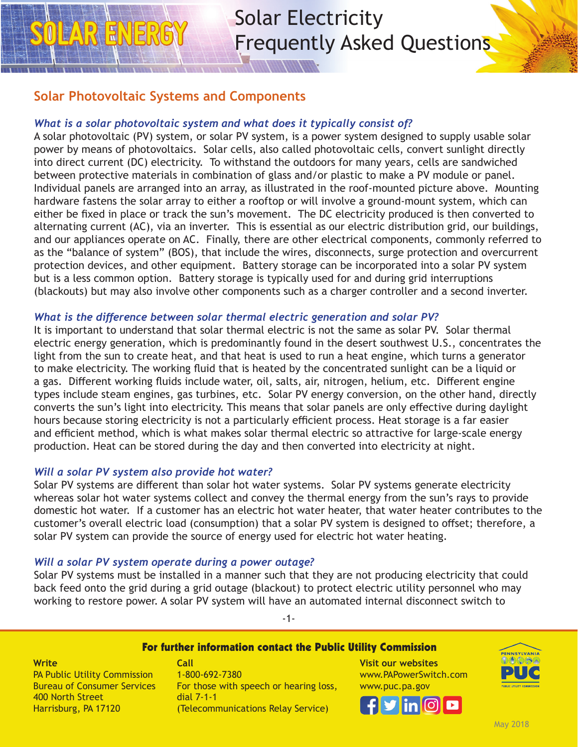# SOLAR ENERGY

# Solar Electricity Frequently Asked Questions

## Solar Photovoltaic Systems and Components

### *What is a solar photovoltaic system and what does it typically consist of?*

A solar photovoltaic (PV) system, or solar PV system, is a power system designed to supply usable solar power by means of photovoltaics. Solar cells, also called photovoltaic cells, convert sunlight directly into direct current (DC) electricity. To withstand the outdoors for many years, cells are sandwiched between protective materials in combination of glass and/or plastic to make a PV module or panel. Individual panels are arranged into an array, as illustrated in the roof-mounted picture above. Mounting hardware fastens the solar array to either a rooftop or will involve a ground-mount system, which can either be fixed in place or track the sun's movement. The DC electricity produced is then converted to alternating current (AC), via an inverter. This is essential as our electric distribution grid, our buildings, and our appliances operate on AC. Finally, there are other electrical components, commonly referred to as the "balance of system" (BOS), that include the wires, disconnects, surge protection and overcurrent protection devices, and other equipment. Battery storage can be incorporated into a solar PV system but is a less common option. Battery storage is typically used for and during grid interruptions (blackouts) but may also involve other components such as a charger controller and a second inverter.

### *What is the difference between solar thermal electric generation and solar PV?*

It is important to understand that solar thermal electric is not the same as solar PV. Solar thermal electric energy generation, which is predominantly found in the desert southwest U.S., concentrates the light from the sun to create heat, and that heat is used to run a heat engine, which turns a generator to make electricity. The working fluid that is heated by the concentrated sunlight can be a liquid or a gas. Different working fluids include water, oil, salts, air, nitrogen, helium, etc. Different engine types include steam engines, gas turbines, etc. Solar PV energy conversion, on the other hand, directly converts the sun's light into electricity. This means that solar panels are only effective during daylight hours because storing electricity is not a particularly efficient process. Heat storage is a far easier and efficient method, which is what makes solar thermal electric so attractive for large-scale energy production. Heat can be stored during the day and then converted into electricity at night.

### *Will a solar PV system also provide hot water?*

Solar PV systems are different than solar hot water systems. Solar PV systems generate electricity whereas solar hot water systems collect and convey the thermal energy from the sun's rays to provide domestic hot water. If a customer has an electric hot water heater, that water heater contributes to the customer's overall electric load (consumption) that a solar PV system is designed to offset; therefore, a solar PV system can provide the source of energy used for electric hot water heating.

### *Will a solar PV system operate during a power outage?*

Solar PV systems must be installed in a manner such that they are not producing electricity that could back feed onto the grid during a grid outage (blackout) to protect electric utility personnel who may working to restore power. A solar PV system will have an automated internal disconnect switch to

**For further information contact the Public Utility Commission**

**Write**
PA Public Utility Commission
Bureau of Consumer Services
400 North Street
Harrisburg, PA 17120

**Call**
1-800-692-7380
For those with speech or hearing loss, dial 7-1-1
(Telecommunications Relay Service)

**Visit our websites**
www.PAPowerSwitch.com
www.puc.pa.gov

May 2018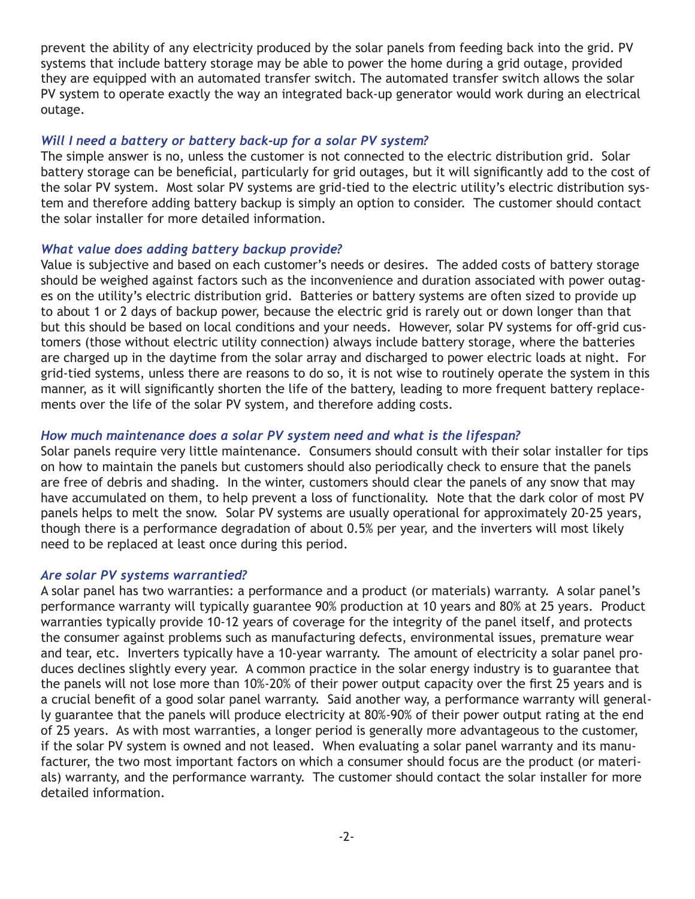prevent the ability of any electricity produced by the solar panels from feeding back into the grid. PV systems that include battery storage may be able to power the home during a grid outage, provided they are equipped with an automated transfer switch. The automated transfer switch allows the solar PV system to operate exactly the way an integrated back-up generator would work during an electrical outage.

### *Will I need a battery or battery back-up for a solar PV system?*

The simple answer is no, unless the customer is not connected to the electric distribution grid. Solar battery storage can be beneficial, particularly for grid outages, but it will significantly add to the cost of the solar PV system. Most solar PV systems are grid-tied to the electric utility's electric distribution system and therefore adding battery backup is simply an option to consider. The customer should contact the solar installer for more detailed information.

### *What value does adding battery backup provide?*

Value is subjective and based on each customer's needs or desires. The added costs of battery storage should be weighed against factors such as the inconvenience and duration associated with power outages on the utility's electric distribution grid. Batteries or battery systems are often sized to provide up to about 1 or 2 days of backup power, because the electric grid is rarely out or down longer than that but this should be based on local conditions and your needs. However, solar PV systems for off-grid customers (those without electric utility connection) always include battery storage, where the batteries are charged up in the daytime from the solar array and discharged to power electric loads at night. For grid-tied systems, unless there are reasons to do so, it is not wise to routinely operate the system in this manner, as it will significantly shorten the life of the battery, leading to more frequent battery replacements over the life of the solar PV system, and therefore adding costs.

### *How much maintenance does a solar PV system need and what is the lifespan?*

Solar panels require very little maintenance. Consumers should consult with their solar installer for tips on how to maintain the panels but customers should also periodically check to ensure that the panels are free of debris and shading. In the winter, customers should clear the panels of any snow that may have accumulated on them, to help prevent a loss of functionality. Note that the dark color of most PV panels helps to melt the snow. Solar PV systems are usually operational for approximately 20-25 years, though there is a performance degradation of about 0.5% per year, and the inverters will most likely need to be replaced at least once during this period.

### *Are solar PV systems warrantied?*

A solar panel has two warranties: a performance and a product (or materials) warranty. A solar panel's performance warranty will typically guarantee 90% production at 10 years and 80% at 25 years. Product warranties typically provide 10-12 years of coverage for the integrity of the panel itself, and protects the consumer against problems such as manufacturing defects, environmental issues, premature wear and tear, etc. Inverters typically have a 10-year warranty. The amount of electricity a solar panel produces declines slightly every year. A common practice in the solar energy industry is to guarantee that the panels will not lose more than 10%-20% of their power output capacity over the first 25 years and is a crucial benefit of a good solar panel warranty. Said another way, a performance warranty will generally guarantee that the panels will produce electricity at 80%-90% of their power output rating at the end of 25 years. As with most warranties, a longer period is generally more advantageous to the customer, if the solar PV system is owned and not leased. When evaluating a solar panel warranty and its manufacturer, the two most important factors on which a consumer should focus are the product (or materials) warranty, and the performance warranty. The customer should contact the solar installer for more detailed information.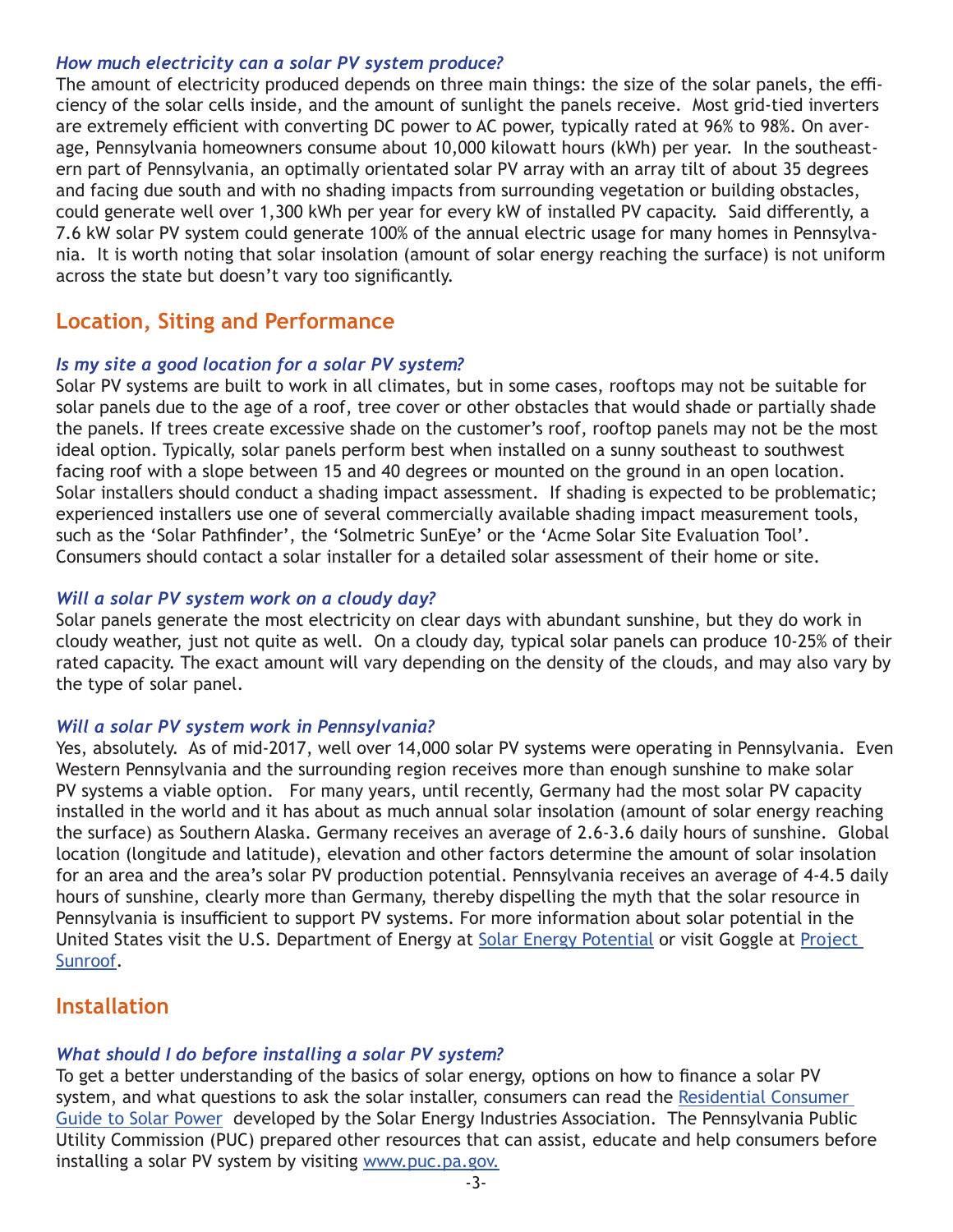*How much electricity can a solar PV system produce?*

The amount of electricity produced depends on three main things: the size of the solar panels, the efficiency of the solar cells inside, and the amount of sunlight the panels receive. Most grid-tied inverters are extremely efficient with converting DC power to AC power, typically rated at 96% to 98%. On average, Pennsylvania homeowners consume about 10,000 kilowatt hours (kWh) per year. In the southeastern part of Pennsylvania, an optimally orientated solar PV array with an array tilt of about 35 degrees and facing due south and with no shading impacts from surrounding vegetation or building obstacles, could generate well over 1,300 kWh per year for every kW of installed PV capacity. Said differently, a 7.6 kW solar PV system could generate 100% of the annual electric usage for many homes in Pennsylvania. It is worth noting that solar insolation (amount of solar energy reaching the surface) is not uniform across the state but doesn't vary too significantly.

## Location, Siting and Performance

*Is my site a good location for a solar PV system?*

Solar PV systems are built to work in all climates, but in some cases, rooftops may not be suitable for solar panels due to the age of a roof, tree cover or other obstacles that would shade or partially shade the panels. If trees create excessive shade on the customer's roof, rooftop panels may not be the most ideal option. Typically, solar panels perform best when installed on a sunny southeast to southwest facing roof with a slope between 15 and 40 degrees or mounted on the ground in an open location. Solar installers should conduct a shading impact assessment. If shading is expected to be problematic; experienced installers use one of several commercially available shading impact measurement tools, such as the 'Solar Pathfinder', the 'Solmetric SunEye' or the 'Acme Solar Site Evaluation Tool'. Consumers should contact a solar installer for a detailed solar assessment of their home or site.

*Will a solar PV system work on a cloudy day?*

Solar panels generate the most electricity on clear days with abundant sunshine, but they do work in cloudy weather, just not quite as well. On a cloudy day, typical solar panels can produce 10-25% of their rated capacity. The exact amount will vary depending on the density of the clouds, and may also vary by the type of solar panel.

*Will a solar PV system work in Pennsylvania?*

Yes, absolutely. As of mid-2017, well over 14,000 solar PV systems were operating in Pennsylvania. Even Western Pennsylvania and the surrounding region receives more than enough sunshine to make solar PV systems a viable option. For many years, until recently, Germany had the most solar PV capacity installed in the world and it has about as much annual solar insolation (amount of solar energy reaching the surface) as Southern Alaska. Germany receives an average of 2.6-3.6 daily hours of sunshine. Global location (longitude and latitude), elevation and other factors determine the amount of solar insolation for an area and the area's solar PV production potential. Pennsylvania receives an average of 4-4.5 daily hours of sunshine, clearly more than Germany, thereby dispelling the myth that the solar resource in Pennsylvania is insufficient to support PV systems. For more information about solar potential in the United States visit the U.S. Department of Energy at Solar Energy Potential or visit Goggle at Project Sunroof.

## Installation

*What should I do before installing a solar PV system?*

To get a better understanding of the basics of solar energy, options on how to finance a solar PV system, and what questions to ask the solar installer, consumers can read the Residential Consumer Guide to Solar Power developed by the Solar Energy Industries Association. The Pennsylvania Public Utility Commission (PUC) prepared other resources that can assist, educate and help consumers before installing a solar PV system by visiting www.puc.pa.gov.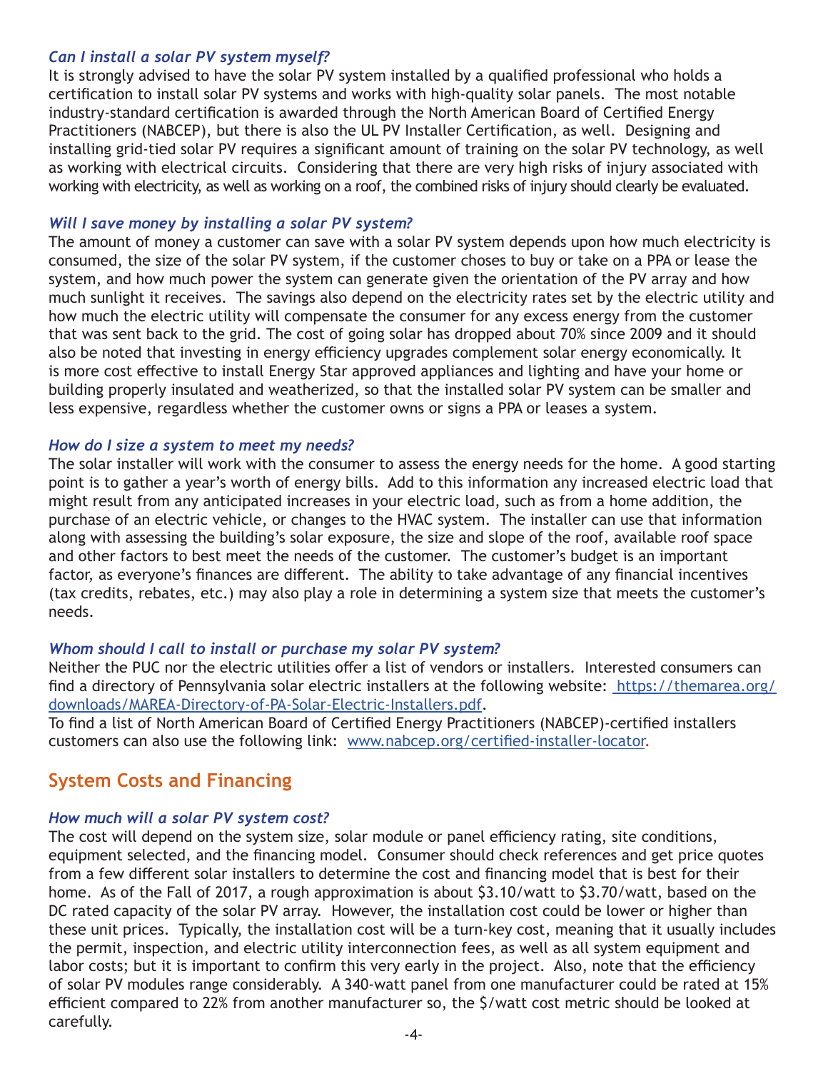### *Can I install a solar PV system myself?*

It is strongly advised to have the solar PV system installed by a qualified professional who holds a certification to install solar PV systems and works with high-quality solar panels. The most notable industry-standard certification is awarded through the North American Board of Certified Energy Practitioners (NABCEP), but there is also the UL PV Installer Certification, as well. Designing and installing grid-tied solar PV requires a significant amount of training on the solar PV technology, as well as working with electrical circuits. Considering that there are very high risks of injury associated with working with electricity, as well as working on a roof, the combined risks of injury should clearly be evaluated.

### *Will I save money by installing a solar PV system?*

The amount of money a customer can save with a solar PV system depends upon how much electricity is consumed, the size of the solar PV system, if the customer choses to buy or take on a PPA or lease the system, and how much power the system can generate given the orientation of the PV array and how much sunlight it receives. The savings also depend on the electricity rates set by the electric utility and how much the electric utility will compensate the consumer for any excess energy from the customer that was sent back to the grid. The cost of going solar has dropped about 70% since 2009 and it should also be noted that investing in energy efficiency upgrades complement solar energy economically. It is more cost effective to install Energy Star approved appliances and lighting and have your home or building properly insulated and weatherized, so that the installed solar PV system can be smaller and less expensive, regardless whether the customer owns or signs a PPA or leases a system.

### *How do I size a system to meet my needs?*

The solar installer will work with the consumer to assess the energy needs for the home. A good starting point is to gather a year's worth of energy bills. Add to this information any increased electric load that might result from any anticipated increases in your electric load, such as from a home addition, the purchase of an electric vehicle, or changes to the HVAC system. The installer can use that information along with assessing the building's solar exposure, the size and slope of the roof, available roof space and other factors to best meet the needs of the customer. The customer's budget is an important factor, as everyone's finances are different. The ability to take advantage of any financial incentives (tax credits, rebates, etc.) may also play a role in determining a system size that meets the customer's needs.

### *Whom should I call to install or purchase my solar PV system?*

Neither the PUC nor the electric utilities offer a list of vendors or installers. Interested consumers can find a directory of Pennsylvania solar electric installers at the following website: https://themarea.org/downloads/MAREA-Directory-of-PA-Solar-Electric-Installers.pdf.

To find a list of North American Board of Certified Energy Practitioners (NABCEP)-certified installers customers can also use the following link: www.nabcep.org/certified-installer-locator.

## System Costs and Financing

### *How much will a solar PV system cost?*

The cost will depend on the system size, solar module or panel efficiency rating, site conditions, equipment selected, and the financing model. Consumer should check references and get price quotes from a few different solar installers to determine the cost and financing model that is best for their home. As of the Fall of 2017, a rough approximation is about $3.10/watt to $3.70/watt, based on the DC rated capacity of the solar PV array. However, the installation cost could be lower or higher than these unit prices. Typically, the installation cost will be a turn-key cost, meaning that it usually includes the permit, inspection, and electric utility interconnection fees, as well as all system equipment and labor costs; but it is important to confirm this very early in the project. Also, note that the efficiency of solar PV modules range considerably. A 340-watt panel from one manufacturer could be rated at 15% efficient compared to 22% from another manufacturer so, the $/watt cost metric should be looked at carefully.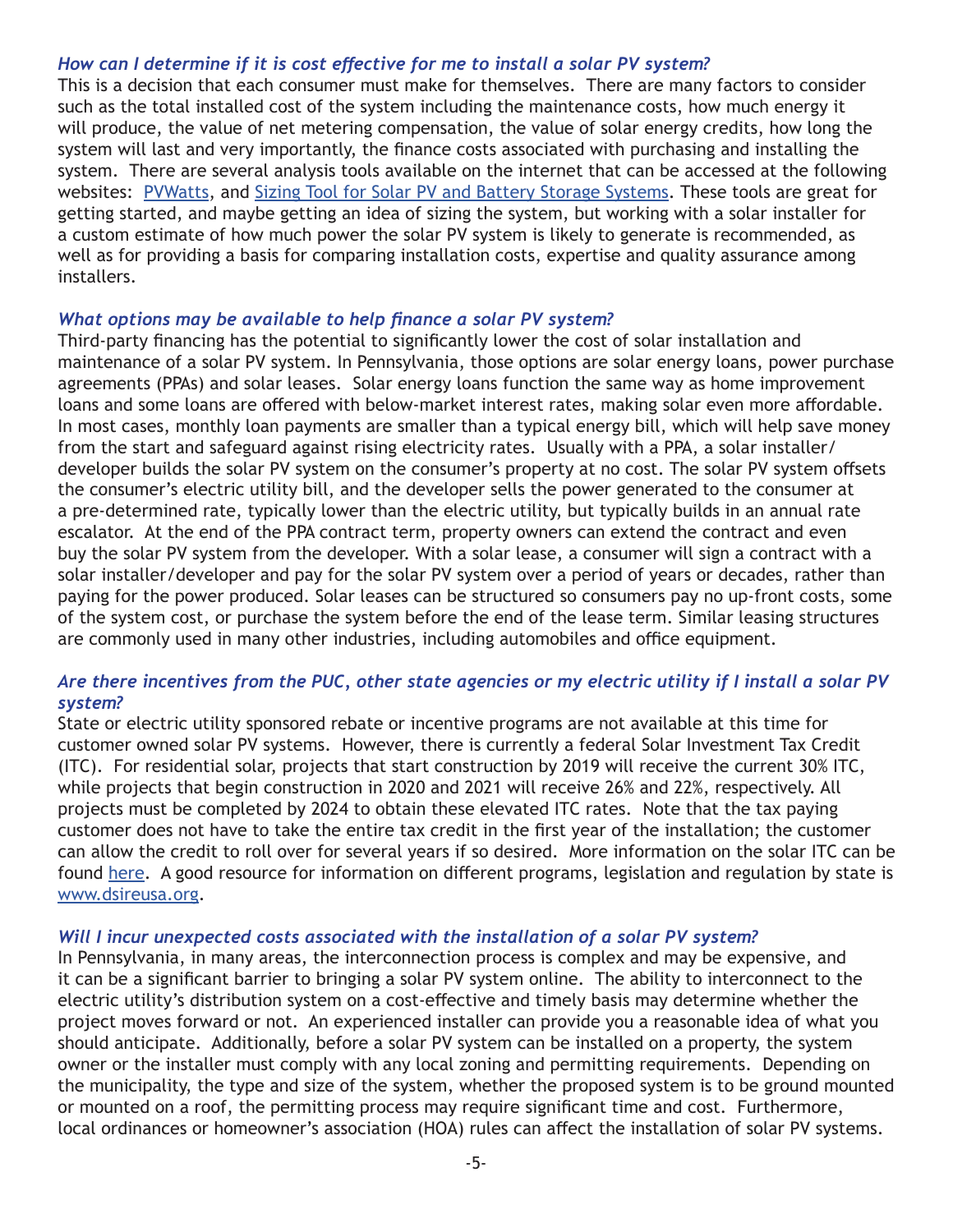### *How can I determine if it is cost effective for me to install a solar PV system?*

This is a decision that each consumer must make for themselves. There are many factors to consider such as the total installed cost of the system including the maintenance costs, how much energy it will produce, the value of net metering compensation, the value of solar energy credits, how long the system will last and very importantly, the finance costs associated with purchasing and installing the system. There are several analysis tools available on the internet that can be accessed at the following websites: PVWatts, and Sizing Tool for Solar PV and Battery Storage Systems. These tools are great for getting started, and maybe getting an idea of sizing the system, but working with a solar installer for a custom estimate of how much power the solar PV system is likely to generate is recommended, as well as for providing a basis for comparing installation costs, expertise and quality assurance among installers.

### *What options may be available to help finance a solar PV system?*

Third-party financing has the potential to significantly lower the cost of solar installation and maintenance of a solar PV system. In Pennsylvania, those options are solar energy loans, power purchase agreements (PPAs) and solar leases. Solar energy loans function the same way as home improvement loans and some loans are offered with below-market interest rates, making solar even more affordable. In most cases, monthly loan payments are smaller than a typical energy bill, which will help save money from the start and safeguard against rising electricity rates. Usually with a PPA, a solar installer/developer builds the solar PV system on the consumer's property at no cost. The solar PV system offsets the consumer's electric utility bill, and the developer sells the power generated to the consumer at a pre-determined rate, typically lower than the electric utility, but typically builds in an annual rate escalator. At the end of the PPA contract term, property owners can extend the contract and even buy the solar PV system from the developer. With a solar lease, a consumer will sign a contract with a solar installer/developer and pay for the solar PV system over a period of years or decades, rather than paying for the power produced. Solar leases can be structured so consumers pay no up-front costs, some of the system cost, or purchase the system before the end of the lease term. Similar leasing structures are commonly used in many other industries, including automobiles and office equipment.

### *Are there incentives from the PUC, other state agencies or my electric utility if I install a solar PV system?*

State or electric utility sponsored rebate or incentive programs are not available at this time for customer owned solar PV systems. However, there is currently a federal Solar Investment Tax Credit (ITC). For residential solar, projects that start construction by 2019 will receive the current 30% ITC, while projects that begin construction in 2020 and 2021 will receive 26% and 22%, respectively. All projects must be completed by 2024 to obtain these elevated ITC rates. Note that the tax paying customer does not have to take the entire tax credit in the first year of the installation; the customer can allow the credit to roll over for several years if so desired. More information on the solar ITC can be found here. A good resource for information on different programs, legislation and regulation by state is www.dsireusa.org.

### *Will I incur unexpected costs associated with the installation of a solar PV system?*

In Pennsylvania, in many areas, the interconnection process is complex and may be expensive, and it can be a significant barrier to bringing a solar PV system online. The ability to interconnect to the electric utility's distribution system on a cost-effective and timely basis may determine whether the project moves forward or not. An experienced installer can provide you a reasonable idea of what you should anticipate. Additionally, before a solar PV system can be installed on a property, the system owner or the installer must comply with any local zoning and permitting requirements. Depending on the municipality, the type and size of the system, whether the proposed system is to be ground mounted or mounted on a roof, the permitting process may require significant time and cost. Furthermore, local ordinances or homeowner's association (HOA) rules can affect the installation of solar PV systems.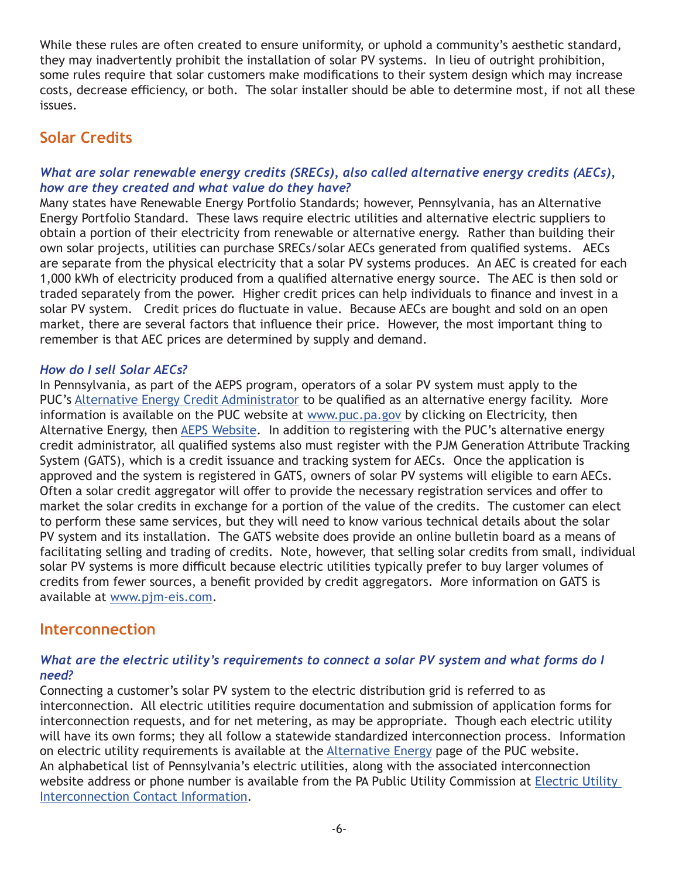While these rules are often created to ensure uniformity, or uphold a community's aesthetic standard, they may inadvertently prohibit the installation of solar PV systems. In lieu of outright prohibition, some rules require that solar customers make modifications to their system design which may increase costs, decrease efficiency, or both. The solar installer should be able to determine most, if not all these issues.

## Solar Credits

### *What are solar renewable energy credits (SRECs), also called alternative energy credits (AECs), how are they created and what value do they have?*

Many states have Renewable Energy Portfolio Standards; however, Pennsylvania, has an Alternative Energy Portfolio Standard. These laws require electric utilities and alternative electric suppliers to obtain a portion of their electricity from renewable or alternative energy. Rather than building their own solar projects, utilities can purchase SRECs/solar AECs generated from qualified systems. AECs are separate from the physical electricity that a solar PV systems produces. An AEC is created for each 1,000 kWh of electricity produced from a qualified alternative energy source. The AEC is then sold or traded separately from the power. Higher credit prices can help individuals to finance and invest in a solar PV system. Credit prices do fluctuate in value. Because AECs are bought and sold on an open market, there are several factors that influence their price. However, the most important thing to remember is that AEC prices are determined by supply and demand.

### *How do I sell Solar AECs?*

In Pennsylvania, as part of the AEPS program, operators of a solar PV system must apply to the PUC's Alternative Energy Credit Administrator to be qualified as an alternative energy facility. More information is available on the PUC website at www.puc.pa.gov by clicking on Electricity, then Alternative Energy, then AEPS Website. In addition to registering with the PUC's alternative energy credit administrator, all qualified systems also must register with the PJM Generation Attribute Tracking System (GATS), which is a credit issuance and tracking system for AECs. Once the application is approved and the system is registered in GATS, owners of solar PV systems will eligible to earn AECs. Often a solar credit aggregator will offer to provide the necessary registration services and offer to market the solar credits in exchange for a portion of the value of the credits. The customer can elect to perform these same services, but they will need to know various technical details about the solar PV system and its installation. The GATS website does provide an online bulletin board as a means of facilitating selling and trading of credits. Note, however, that selling solar credits from small, individual solar PV systems is more difficult because electric utilities typically prefer to buy larger volumes of credits from fewer sources, a benefit provided by credit aggregators. More information on GATS is available at www.pjm-eis.com.

## Interconnection

### *What are the electric utility's requirements to connect a solar PV system and what forms do I need?*

Connecting a customer's solar PV system to the electric distribution grid is referred to as interconnection. All electric utilities require documentation and submission of application forms for interconnection requests, and for net metering, as may be appropriate. Though each electric utility will have its own forms; they all follow a statewide standardized interconnection process. Information on electric utility requirements is available at the Alternative Energy page of the PUC website. An alphabetical list of Pennsylvania's electric utilities, along with the associated interconnection website address or phone number is available from the PA Public Utility Commission at Electric Utility Interconnection Contact Information.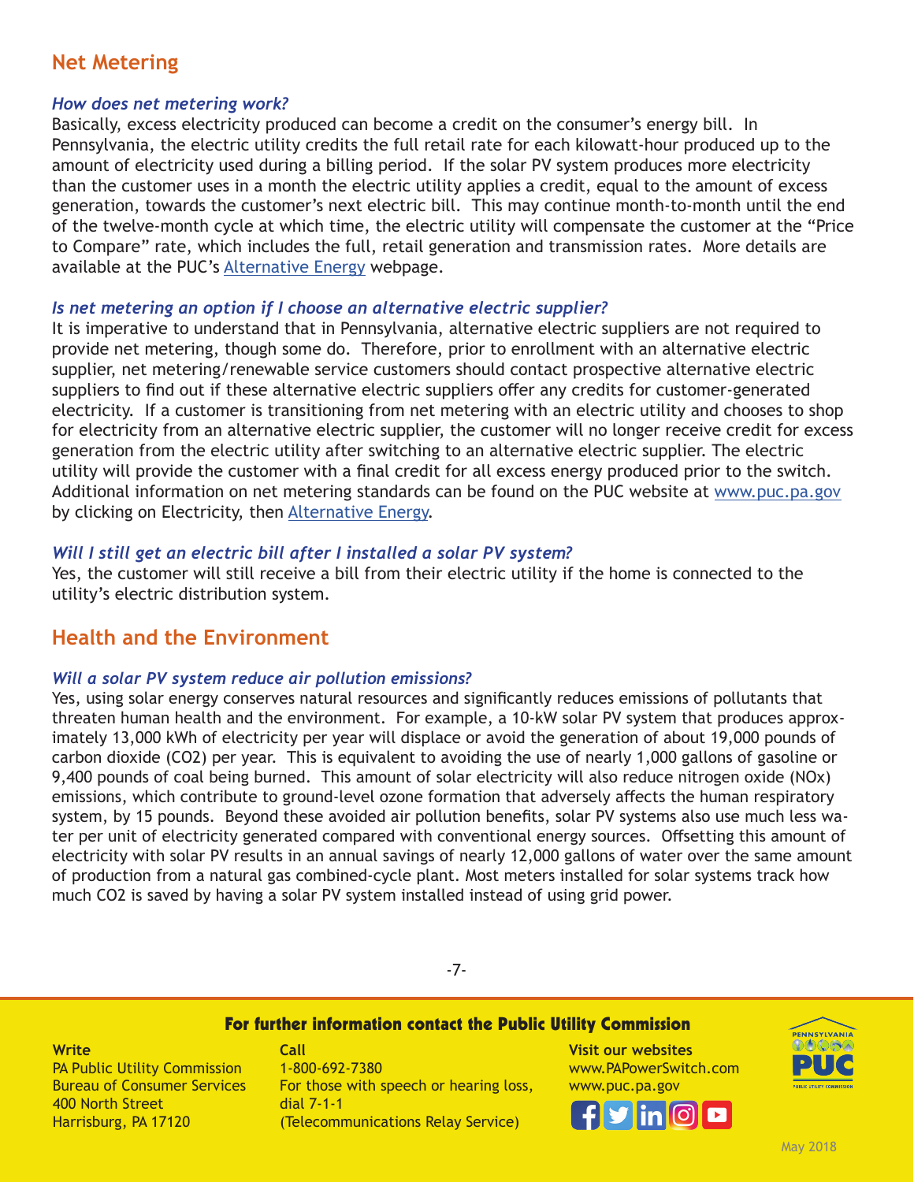## Net Metering

### *How does net metering work?*

Basically, excess electricity produced can become a credit on the consumer's energy bill. In Pennsylvania, the electric utility credits the full retail rate for each kilowatt-hour produced up to the amount of electricity used during a billing period. If the solar PV system produces more electricity than the customer uses in a month the electric utility applies a credit, equal to the amount of excess generation, towards the customer's next electric bill. This may continue month-to-month until the end of the twelve-month cycle at which time, the electric utility will compensate the customer at the "Price to Compare" rate, which includes the full, retail generation and transmission rates. More details are available at the PUC's Alternative Energy webpage.

### *Is net metering an option if I choose an alternative electric supplier?*

It is imperative to understand that in Pennsylvania, alternative electric suppliers are not required to provide net metering, though some do. Therefore, prior to enrollment with an alternative electric supplier, net metering/renewable service customers should contact prospective alternative electric suppliers to find out if these alternative electric suppliers offer any credits for customer-generated electricity. If a customer is transitioning from net metering with an electric utility and chooses to shop for electricity from an alternative electric supplier, the customer will no longer receive credit for excess generation from the electric utility after switching to an alternative electric supplier. The electric utility will provide the customer with a final credit for all excess energy produced prior to the switch. Additional information on net metering standards can be found on the PUC website at www.puc.pa.gov by clicking on Electricity, then Alternative Energy.

### *Will I still get an electric bill after I installed a solar PV system?*

Yes, the customer will still receive a bill from their electric utility if the home is connected to the utility's electric distribution system.

## Health and the Environment

### *Will a solar PV system reduce air pollution emissions?*

Yes, using solar energy conserves natural resources and significantly reduces emissions of pollutants that threaten human health and the environment. For example, a 10-kW solar PV system that produces approximately 13,000 kWh of electricity per year will displace or avoid the generation of about 19,000 pounds of carbon dioxide ($CO_2$) per year. This is equivalent to avoiding the use of nearly 1,000 gallons of gasoline or 9,400 pounds of coal being burned. This amount of solar electricity will also reduce nitrogen oxide ($NO_x$) emissions, which contribute to ground-level ozone formation that adversely affects the human respiratory system, by 15 pounds. Beyond these avoided air pollution benefits, solar PV systems also use much less water per unit of electricity generated compared with conventional energy sources. Offsetting this amount of electricity with solar PV results in an annual savings of nearly 12,000 gallons of water over the same amount of production from a natural gas combined-cycle plant. Most meters installed for solar systems track how much $CO_2$ is saved by having a solar PV system installed instead of using grid power.

**For further information contact the Public Utility Commission**

**Write**
PA Public Utility Commission
Bureau of Consumer Services
400 North Street
Harrisburg, PA 17120

**Call**
1-800-692-7380
For those with speech or hearing loss, dial 7-1-1
(Telecommunications Relay Service)

**Visit our websites**
www.PAPowerSwitch.com
www.puc.pa.gov

May 2018